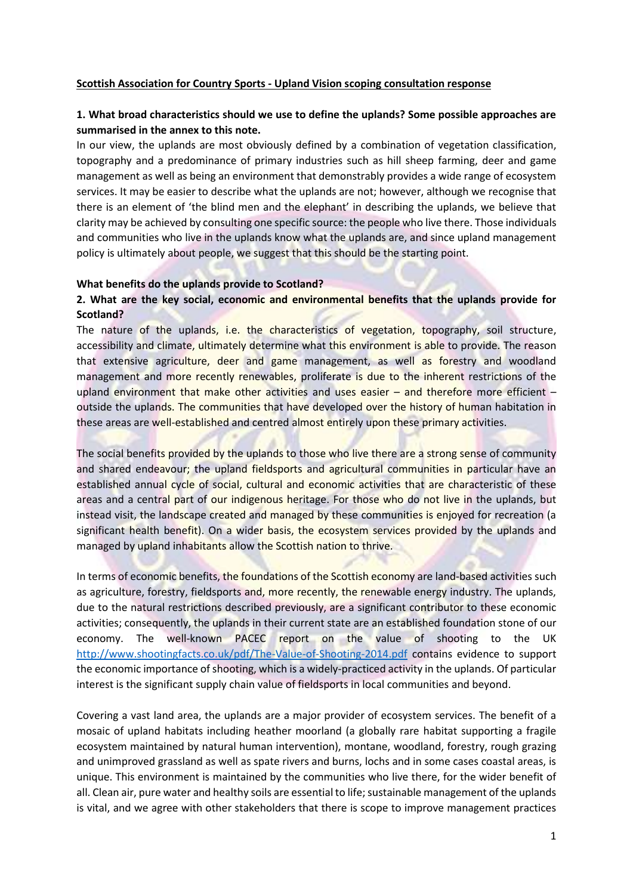**Scottish Association for Country Sports - Upland Vision scoping consultation response**

**1. What broad characteristics should we use to define the uplands? Some possible approaches are summarised in the annex to this note.**

In our view, the uplands are most obviously defined by a combination of vegetation classification, topography and a predominance of primary industries such as hill sheep farming, deer and game management as well as being an environment that demonstrably provides a wide range of ecosystem services. It may be easier to describe what the uplands are not; however, although we recognise that there is an element of 'the blind men and the elephant' in describing the uplands, we believe that clarity may be achieved by consulting one specific source: the people who live there. Those individuals and communities who live in the uplands know what the uplands are, and since upland management policy is ultimately about people, we suggest that this should be the starting point.

**What benefits do the uplands provide to Scotland?**

**2. What are the key social, economic and environmental benefits that the uplands provide for Scotland?**

The nature of the uplands, i.e. the characteristics of vegetation, topography, soil structure, accessibility and climate, ultimately determine what this environment is able to provide. The reason that extensive agriculture, deer and game management, as well as forestry and woodland management and more recently renewables, proliferate is due to the inherent restrictions of the upland environment that make other activities and uses easier – and therefore more efficient – outside the uplands. The communities that have developed over the history of human habitation in these areas are well-established and centred almost entirely upon these primary activities.

The social benefits provided by the uplands to those who live there are a strong sense of community and shared endeavour; the upland fieldsports and agricultural communities in particular have an established annual cycle of social, cultural and economic activities that are characteristic of these areas and a central part of our indigenous heritage. For those who do not live in the uplands, but instead visit, the landscape created and managed by these communities is enjoyed for recreation (a significant health benefit). On a wider basis, the ecosystem services provided by the uplands and managed by upland inhabitants allow the Scottish nation to thrive.

In terms of economic benefits, the foundations of the Scottish economy are land-based activities such as agriculture, forestry, fieldsports and, more recently, the renewable energy industry. The uplands, due to the natural restrictions described previously, are a significant contributor to these economic activities; consequently, the uplands in their current state are an established foundation stone of our economy. The well-known PACEC report on the value of shooting to the UK http://www.shootingfacts.co.uk/pdf/The-Value-of-Shooting-2014.pdf contains evidence to support the economic importance of shooting, which is a widely-practiced activity in the uplands. Of particular interest is the significant supply chain value of fieldsports in local communities and beyond.

Covering a vast land area, the uplands are a major provider of ecosystem services. The benefit of a mosaic of upland habitats including heather moorland (a globally rare habitat supporting a fragile ecosystem maintained by natural human intervention), montane, woodland, forestry, rough grazing and unimproved grassland as well as spate rivers and burns, lochs and in some cases coastal areas, is unique. This environment is maintained by the communities who live there, for the wider benefit of all. Clean air, pure water and healthy soils are essential to life; sustainable management of the uplands is vital, and we agree with other stakeholders that there is scope to improve management practices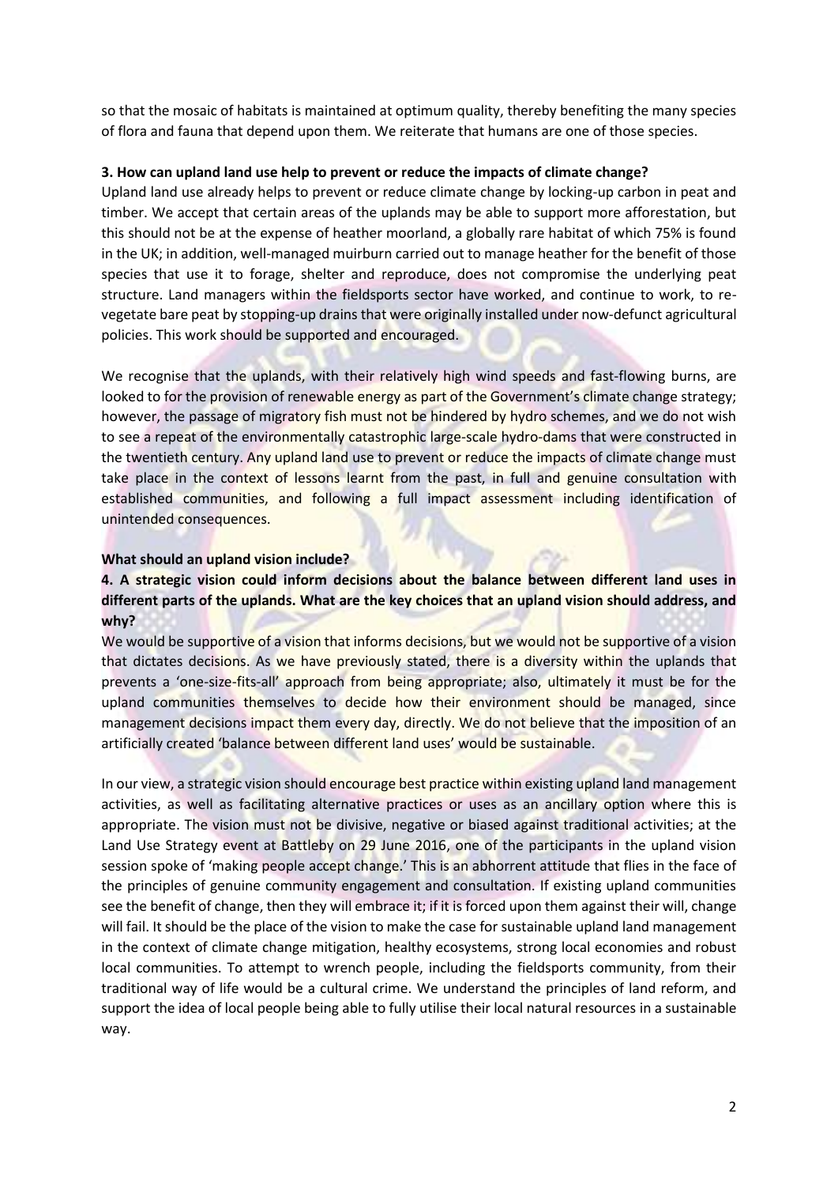so that the mosaic of habitats is maintained at optimum quality, thereby benefiting the many species of flora and fauna that depend upon them. We reiterate that humans are one of those species.

**3. How can upland land use help to prevent or reduce the impacts of climate change?**

Upland land use already helps to prevent or reduce climate change by locking-up carbon in peat and timber. We accept that certain areas of the uplands may be able to support more afforestation, but this should not be at the expense of heather moorland, a globally rare habitat of which 75% is found in the UK; in addition, well-managed muirburn carried out to manage heather for the benefit of those species that use it to forage, shelter and reproduce, does not compromise the underlying peat structure. Land managers within the fieldsports sector have worked, and continue to work, to re-vegetate bare peat by stopping-up drains that were originally installed under now-defunct agricultural policies. This work should be supported and encouraged.

We recognise that the uplands, with their relatively high wind speeds and fast-flowing burns, are looked to for the provision of renewable energy as part of the Government's climate change strategy; however, the passage of migratory fish must not be hindered by hydro schemes, and we do not wish to see a repeat of the environmentally catastrophic large-scale hydro-dams that were constructed in the twentieth century. Any upland land use to prevent or reduce the impacts of climate change must take place in the context of lessons learnt from the past, in full and genuine consultation with established communities, and following a full impact assessment including identification of unintended consequences.

**What should an upland vision include?**

**4. A strategic vision could inform decisions about the balance between different land uses in different parts of the uplands. What are the key choices that an upland vision should address, and why?**

We would be supportive of a vision that informs decisions, but we would not be supportive of a vision that dictates decisions. As we have previously stated, there is a diversity within the uplands that prevents a 'one-size-fits-all' approach from being appropriate; also, ultimately it must be for the upland communities themselves to decide how their environment should be managed, since management decisions impact them every day, directly. We do not believe that the imposition of an artificially created 'balance between different land uses' would be sustainable.

In our view, a strategic vision should encourage best practice within existing upland land management activities, as well as facilitating alternative practices or uses as an ancillary option where this is appropriate. The vision must not be divisive, negative or biased against traditional activities; at the Land Use Strategy event at Battleby on 29 June 2016, one of the participants in the upland vision session spoke of 'making people accept change.' This is an abhorrent attitude that flies in the face of the principles of genuine community engagement and consultation. If existing upland communities see the benefit of change, then they will embrace it; if it is forced upon them against their will, change will fail. It should be the place of the vision to make the case for sustainable upland land management in the context of climate change mitigation, healthy ecosystems, strong local economies and robust local communities. To attempt to wrench people, including the fieldsports community, from their traditional way of life would be a cultural crime. We understand the principles of land reform, and support the idea of local people being able to fully utilise their local natural resources in a sustainable way.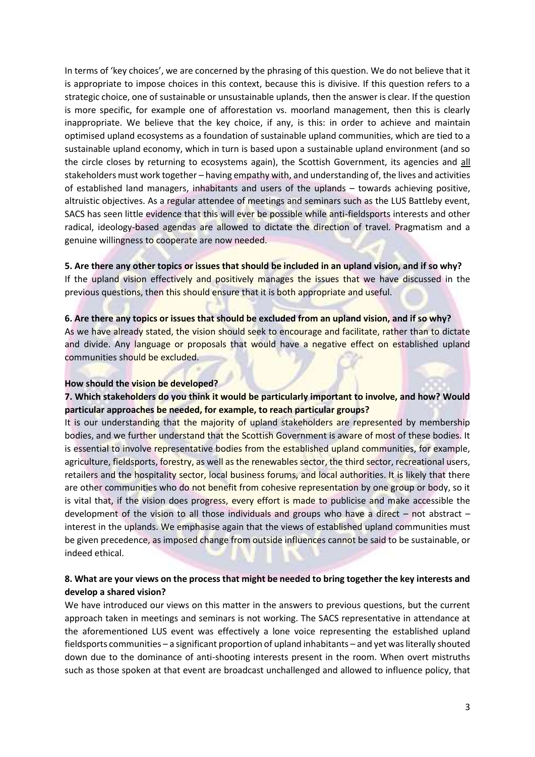In terms of 'key choices', we are concerned by the phrasing of this question. We do not believe that it is appropriate to impose choices in this context, because this is divisive. If this question refers to a strategic choice, one of sustainable or unsustainable uplands, then the answer is clear. If the question is more specific, for example one of afforestation vs. moorland management, then this is clearly inappropriate. We believe that the key choice, if any, is this: in order to achieve and maintain optimised upland ecosystems as a foundation of sustainable upland communities, which are tied to a sustainable upland economy, which in turn is based upon a sustainable upland environment (and so the circle closes by returning to ecosystems again), the Scottish Government, its agencies and all stakeholders must work together – having empathy with, and understanding of, the lives and activities of established land managers, inhabitants and users of the uplands – towards achieving positive, altruistic objectives. As a regular attendee of meetings and seminars such as the LUS Battleby event, SACS has seen little evidence that this will ever be possible while anti-fieldsports interests and other radical, ideology-based agendas are allowed to dictate the direction of travel. Pragmatism and a genuine willingness to cooperate are now needed.

**5. Are there any other topics or issues that should be included in an upland vision, and if so why?**

If the upland vision effectively and positively manages the issues that we have discussed in the previous questions, then this should ensure that it is both appropriate and useful.

**6. Are there any topics or issues that should be excluded from an upland vision, and if so why?**

As we have already stated, the vision should seek to encourage and facilitate, rather than to dictate and divide. Any language or proposals that would have a negative effect on established upland communities should be excluded.

**How should the vision be developed?**

**7. Which stakeholders do you think it would be particularly important to involve, and how? Would particular approaches be needed, for example, to reach particular groups?**

It is our understanding that the majority of upland stakeholders are represented by membership bodies, and we further understand that the Scottish Government is aware of most of these bodies. It is essential to involve representative bodies from the established upland communities, for example, agriculture, fieldsports, forestry, as well as the renewables sector, the third sector, recreational users, retailers and the hospitality sector, local business forums, and local authorities. It is likely that there are other communities who do not benefit from cohesive representation by one group or body, so it is vital that, if the vision does progress, every effort is made to publicise and make accessible the development of the vision to all those individuals and groups who have a direct – not abstract – interest in the uplands. We emphasise again that the views of established upland communities must be given precedence, as imposed change from outside influences cannot be said to be sustainable, or indeed ethical.

**8. What are your views on the process that might be needed to bring together the key interests and develop a shared vision?**

We have introduced our views on this matter in the answers to previous questions, but the current approach taken in meetings and seminars is not working. The SACS representative in attendance at the aforementioned LUS event was effectively a lone voice representing the established upland fieldsports communities – a significant proportion of upland inhabitants – and yet was literally shouted down due to the dominance of anti-shooting interests present in the room. When overt mistruths such as those spoken at that event are broadcast unchallenged and allowed to influence policy, that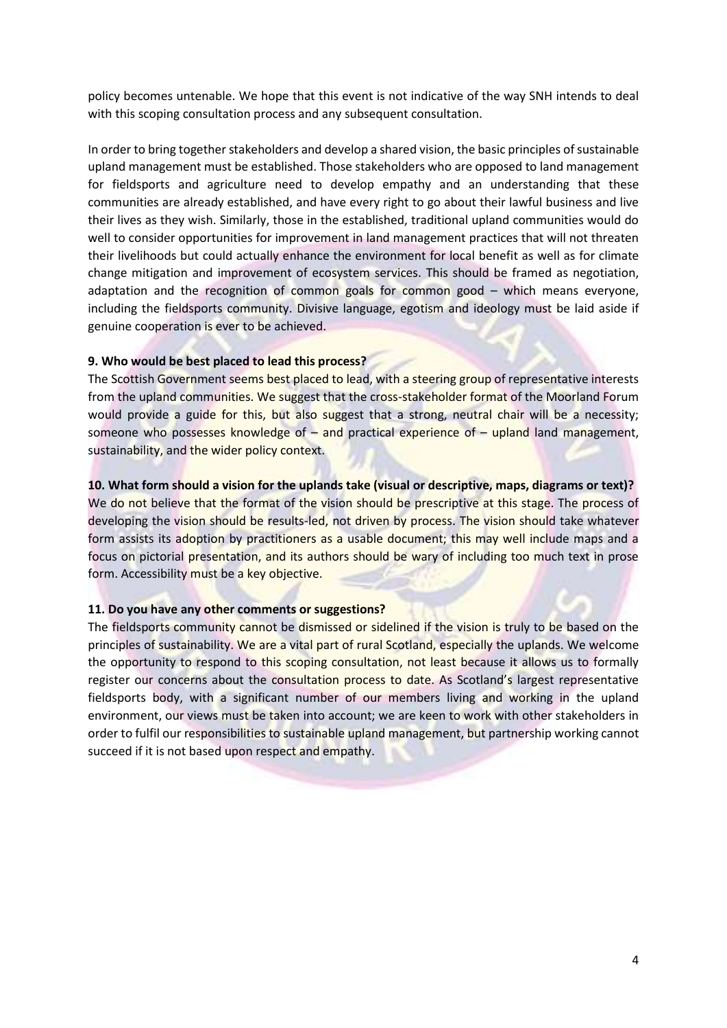policy becomes untenable. We hope that this event is not indicative of the way SNH intends to deal with this scoping consultation process and any subsequent consultation.

In order to bring together stakeholders and develop a shared vision, the basic principles of sustainable upland management must be established. Those stakeholders who are opposed to land management for fieldsports and agriculture need to develop empathy and an understanding that these communities are already established, and have every right to go about their lawful business and live their lives as they wish. Similarly, those in the established, traditional upland communities would do well to consider opportunities for improvement in land management practices that will not threaten their livelihoods but could actually enhance the environment for local benefit as well as for climate change mitigation and improvement of ecosystem services. This should be framed as negotiation, adaptation and the recognition of common goals for common good – which means everyone, including the fieldsports community. Divisive language, egotism and ideology must be laid aside if genuine cooperation is ever to be achieved.

**9. Who would be best placed to lead this process?**

The Scottish Government seems best placed to lead, with a steering group of representative interests from the upland communities. We suggest that the cross-stakeholder format of the Moorland Forum would provide a guide for this, but also suggest that a strong, neutral chair will be a necessity; someone who possesses knowledge of – and practical experience of – upland land management, sustainability, and the wider policy context.

**10. What form should a vision for the uplands take (visual or descriptive, maps, diagrams or text)?**

We do not believe that the format of the vision should be prescriptive at this stage. The process of developing the vision should be results-led, not driven by process. The vision should take whatever form assists its adoption by practitioners as a usable document; this may well include maps and a focus on pictorial presentation, and its authors should be wary of including too much text in prose form. Accessibility must be a key objective.

**11. Do you have any other comments or suggestions?**

The fieldsports community cannot be dismissed or sidelined if the vision is truly to be based on the principles of sustainability. We are a vital part of rural Scotland, especially the uplands. We welcome the opportunity to respond to this scoping consultation, not least because it allows us to formally register our concerns about the consultation process to date. As Scotland's largest representative fieldsports body, with a significant number of our members living and working in the upland environment, our views must be taken into account; we are keen to work with other stakeholders in order to fulfil our responsibilities to sustainable upland management, but partnership working cannot succeed if it is not based upon respect and empathy.